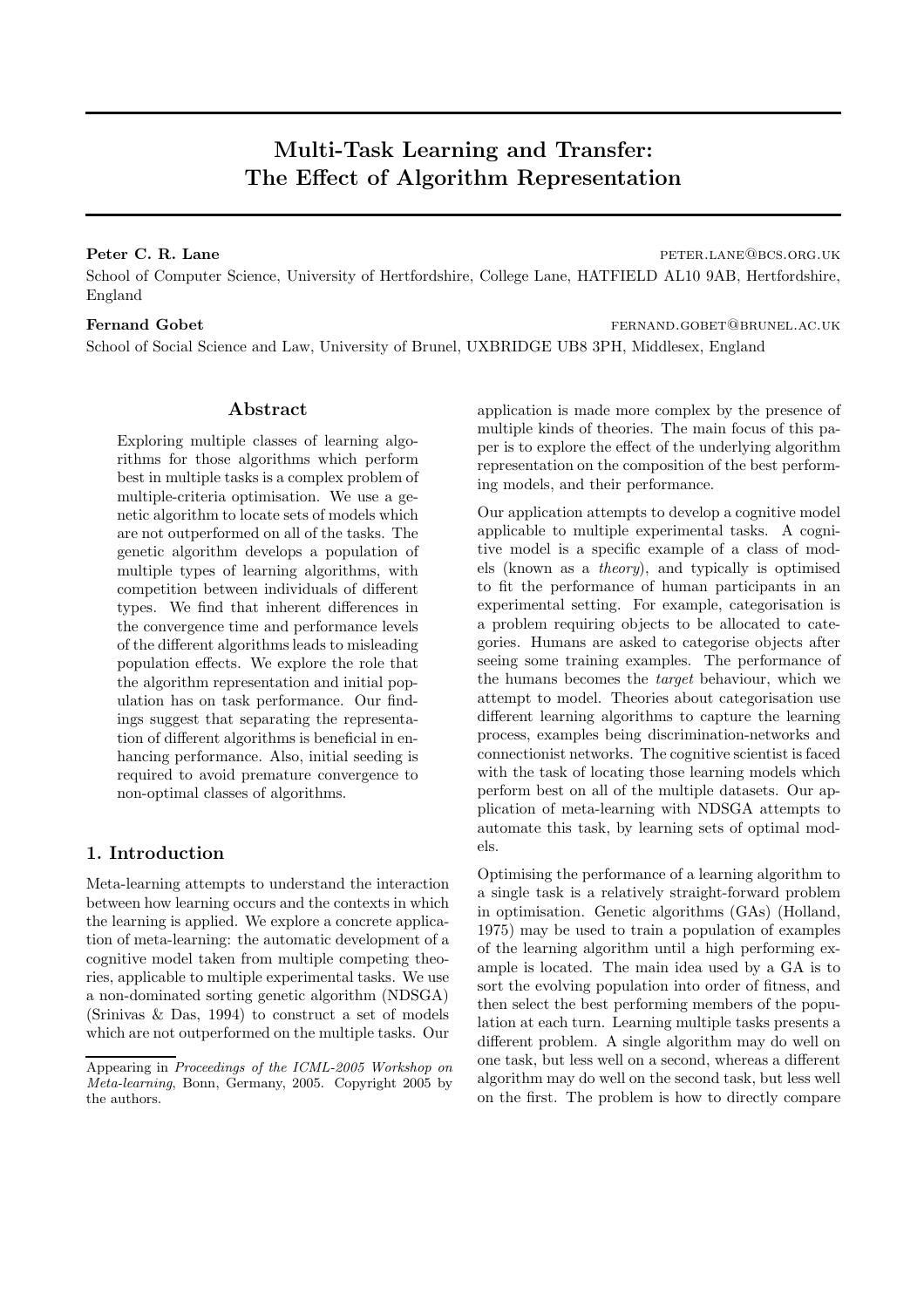# Multi-Task Learning and Transfer: The Effect of Algorithm Representation

**Peter C. R. Lane** peter.lane@bcs.org.uk

School of Computer Science, University of Hertfordshire, College Lane, HATFIELD AL10 9AB, Hertfordshire, England

**Fernand Gobet** fernand.gobet@brunel.ac.uk

School of Social Science and Law, University of Brunel, UXBRIDGE UB8 3PH, Middlesex, England

## Abstract

Exploring multiple classes of learning algorithms for those algorithms which perform best in multiple tasks is a complex problem of multiple-criteria optimisation. We use a genetic algorithm to locate sets of models which are not outperformed on all of the tasks. The genetic algorithm develops a population of multiple types of learning algorithms, with competition between individuals of different types. We find that inherent differences in the convergence time and performance levels of the different algorithms leads to misleading population effects. We explore the role that the algorithm representation and initial population has on task performance. Our findings suggest that separating the representation of different algorithms is beneficial in enhancing performance. Also, initial seeding is required to avoid premature convergence to non-optimal classes of algorithms.

## 1. Introduction

Meta-learning attempts to understand the interaction between how learning occurs and the contexts in which the learning is applied. We explore a concrete application of meta-learning: the automatic development of a cognitive model taken from multiple competing theories, applicable to multiple experimental tasks. We use a non-dominated sorting genetic algorithm (NDSGA) (Srinivas & Das, 1994) to construct a set of models which are not outperformed on the multiple tasks. Our application is made more complex by the presence of multiple kinds of theories. The main focus of this paper is to explore the effect of the underlying algorithm representation on the composition of the best performing models, and their performance.

Our application attempts to develop a cognitive model applicable to multiple experimental tasks. A cognitive model is a specific example of a class of models (known as a *theory*), and typically is optimised to fit the performance of human participants in an experimental setting. For example, categorisation is a problem requiring objects to be allocated to categories. Humans are asked to categorise objects after seeing some training examples. The performance of the humans becomes the *target* behaviour, which we attempt to model. Theories about categorisation use different learning algorithms to capture the learning process, examples being discrimination-networks and connectionist networks. The cognitive scientist is faced with the task of locating those learning models which perform best on all of the multiple datasets. Our application of meta-learning with NDSGA attempts to automate this task, by learning sets of optimal models.

Optimising the performance of a learning algorithm to a single task is a relatively straight-forward problem in optimisation. Genetic algorithms (GAs) (Holland, 1975) may be used to train a population of examples of the learning algorithm until a high performing example is located. The main idea used by a GA is to sort the evolving population into order of fitness, and then select the best performing members of the population at each turn. Learning multiple tasks presents a different problem. A single algorithm may do well on one task, but less well on a second, whereas a different algorithm may do well on the second task, but less well on the first. The problem is how to directly compare

Appearing in *Proceedings of the ICML-2005 Workshop on Meta-learning*, Bonn, Germany, 2005. Copyright 2005 by the authors.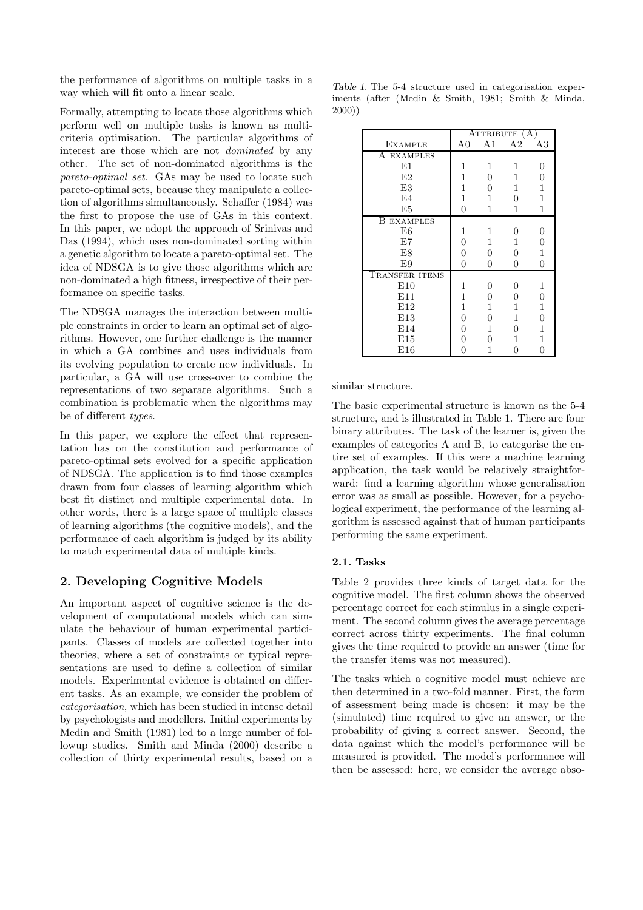the performance of algorithms on multiple tasks in a way which will fit onto a linear scale.

Formally, attempting to locate those algorithms which perform well on multiple tasks is known as multi-criteria optimisation. The particular algorithms of interest are those which are not *dominated* by any other. The set of non-dominated algorithms is the *pareto-optimal set*. GAs may be used to locate such pareto-optimal sets, because they manipulate a collection of algorithms simultaneously. Schaffer (1984) was the first to propose the use of GAs in this context. In this paper, we adopt the approach of Srinivas and Das (1994), which uses non-dominated sorting within a genetic algorithm to locate a pareto-optimal set. The idea of NDSGA is to give those algorithms which are non-dominated a high fitness, irrespective of their performance on specific tasks.

The NDSGA manages the interaction between multiple constraints in order to learn an optimal set of algorithms. However, one further challenge is the manner in which a GA combines and uses individuals from its evolving population to create new individuals. In particular, a GA will use cross-over to combine the representations of two separate algorithms. Such a combination is problematic when the algorithms may be of different *types*.

In this paper, we explore the effect that representation has on the constitution and performance of pareto-optimal sets evolved for a specific application of NDSGA. The application is to find those examples drawn from four classes of learning algorithm which best fit distinct and multiple experimental data. In other words, there is a large space of multiple classes of learning algorithms (the cognitive models), and the performance of each algorithm is judged by its ability to match experimental data of multiple kinds.

## 2. Developing Cognitive Models

An important aspect of cognitive science is the development of computational models which can simulate the behaviour of human experimental participants. Classes of models are collected together into theories, where a set of constraints or typical representations are used to define a collection of similar models. Experimental evidence is obtained on different tasks. As an example, we consider the problem of *categorisation*, which has been studied in intense detail by psychologists and modellers. Initial experiments by Medin and Smith (1981) led to a large number of followup studies. Smith and Minda (2000) describe a collection of thirty experimental results, based on a similar structure.

*Table 1.* The 5-4 structure used in categorisation experiments (after (Medin & Smith, 1981; Smith & Minda, 2000))

| Example | Attribute (A) | | | |
|---|---|---|---|---|
| | A0 | A1 | A2 | A3 |
| A examples | | | | |
| E1 | 1 | 1 | 1 | 0 |
| E2 | 1 | 0 | 1 | 0 |
| E3 | 1 | 0 | 1 | 1 |
| E4 | 1 | 1 | 0 | 1 |
| E5 | 0 | 1 | 1 | 1 |
| B examples | | | | |
| E6 | 1 | 1 | 0 | 0 |
| E7 | 0 | 1 | 1 | 0 |
| E8 | 0 | 0 | 0 | 1 |
| E9 | 0 | 0 | 0 | 0 |
| Transfer items | | | | |
| E10 | 1 | 0 | 0 | 1 |
| E11 | 1 | 0 | 0 | 0 |
| E12 | 1 | 1 | 1 | 1 |
| E13 | 0 | 0 | 1 | 0 |
| E14 | 0 | 1 | 0 | 1 |
| E15 | 0 | 0 | 1 | 1 |
| E16 | 0 | 1 | 0 | 0 |

The basic experimental structure is known as the 5-4 structure, and is illustrated in Table 1. There are four binary attributes. The task of the learner is, given the examples of categories A and B, to categorise the entire set of examples. If this were a machine learning application, the task would be relatively straightforward: find a learning algorithm whose generalisation error was as small as possible. However, for a psychological experiment, the performance of the learning algorithm is assessed against that of human participants performing the same experiment.

### 2.1. Tasks

Table 2 provides three kinds of target data for the cognitive model. The first column shows the observed percentage correct for each stimulus in a single experiment. The second column gives the average percentage correct across thirty experiments. The final column gives the time required to provide an answer (time for the transfer items was not measured).

The tasks which a cognitive model must achieve are then determined in a two-fold manner. First, the form of assessment being made is chosen: it may be the (simulated) time required to give an answer, or the probability of giving a correct answer. Second, the data against which the model's performance will be measured is provided. The model's performance will then be assessed: here, we consider the average abso-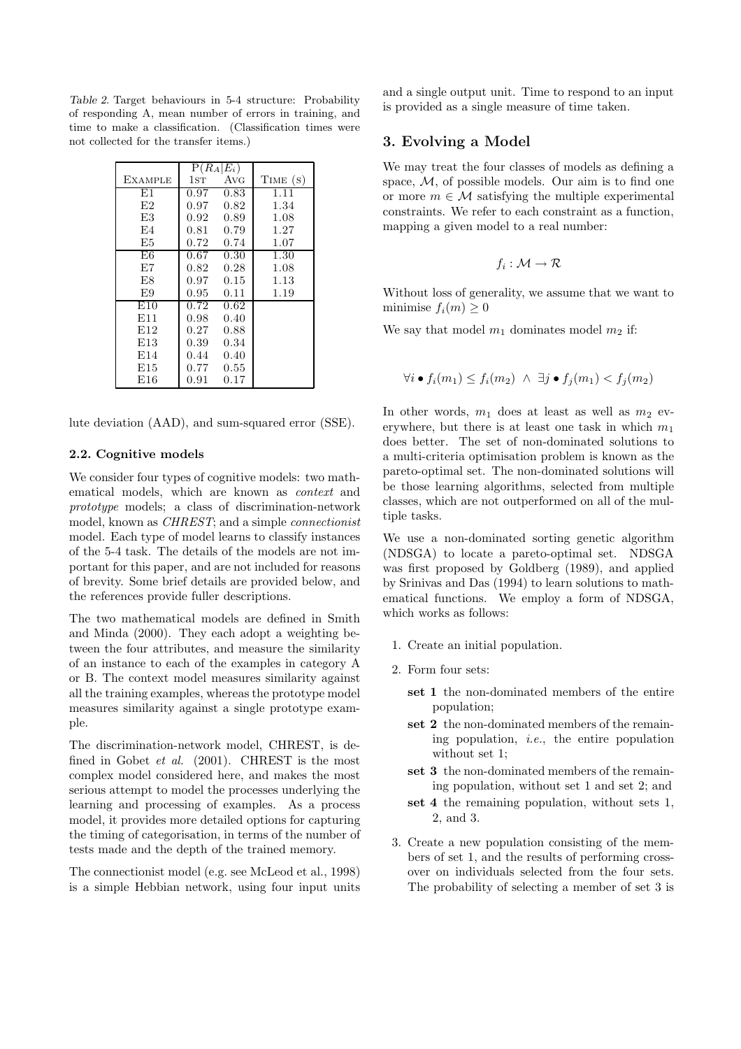Table 2. Target behaviours in 5-4 structure: Probability of responding A, mean number of errors in training, and time to make a classification. (Classification times were not collected for the transfer items.)

| Example | $P(R_A \mid E_i)$ 1st | Avg | Time (s) |
|---|---|---|---|
| E1 | 0.97 | 0.83 | 1.11 |
| E2 | 0.97 | 0.82 | 1.34 |
| E3 | 0.92 | 0.89 | 1.08 |
| E4 | 0.81 | 0.79 | 1.27 |
| E5 | 0.72 | 0.74 | 1.07 |
| E6 | 0.67 | 0.30 | 1.30 |
| E7 | 0.82 | 0.28 | 1.08 |
| E8 | 0.97 | 0.15 | 1.13 |
| E9 | 0.95 | 0.11 | 1.19 |
| E10 | 0.72 | 0.62 | |
| E11 | 0.98 | 0.40 | |
| E12 | 0.27 | 0.88 | |
| E13 | 0.39 | 0.34 | |
| E14 | 0.44 | 0.40 | |
| E15 | 0.77 | 0.55 | |
| E16 | 0.91 | 0.17 | |

lute deviation (AAD), and sum-squared error (SSE).

### 2.2. Cognitive models

We consider four types of cognitive models: two mathematical models, which are known as *context* and *prototype* models; a class of discrimination-network model, known as *CHREST*; and a simple *connectionist* model. Each type of model learns to classify instances of the 5-4 task. The details of the models are not important for this paper, and are not included for reasons of brevity. Some brief details are provided below, and the references provide fuller descriptions.

The two mathematical models are defined in Smith and Minda (2000). They each adopt a weighting between the four attributes, and measure the similarity of an instance to each of the examples in category A or B. The context model measures similarity against all the training examples, whereas the prototype model measures similarity against a single prototype example.

The discrimination-network model, CHREST, is defined in Gobet *et al.* (2001). CHREST is the most complex model considered here, and makes the most serious attempt to model the processes underlying the learning and processing of examples. As a process model, it provides more detailed options for capturing the timing of categorisation, in terms of the number of tests made and the depth of the trained memory.

The connectionist model (e.g. see McLeod et al., 1998) is a simple Hebbian network, using four input units and a single output unit. Time to respond to an input is provided as a single measure of time taken.

## 3. Evolving a Model

We may treat the four classes of models as defining a space, $\mathcal{M}$, of possible models. Our aim is to find one or more $m \in \mathcal{M}$ satisfying the multiple experimental constraints. We refer to each constraint as a function, mapping a given model to a real number:

$$f_i : \mathcal{M} \rightarrow \mathcal{R}$$

Without loss of generality, we assume that we want to minimise $f_i(m) \geq 0$

We say that model $m_1$ dominates model $m_2$ if:

$$\forall i \bullet f_i(m_1) \leq f_i(m_2) \;\wedge\; \exists j \bullet f_j(m_1) < f_j(m_2)$$

In other words, $m_1$ does at least as well as $m_2$ everywhere, but there is at least one task in which $m_1$ does better. The set of non-dominated solutions to a multi-criteria optimisation problem is known as the pareto-optimal set. The non-dominated solutions will be those learning algorithms, selected from multiple classes, which are not outperformed on all of the multiple tasks.

We use a non-dominated sorting genetic algorithm (NDSGA) to locate a pareto-optimal set. NDSGA was first proposed by Goldberg (1989), and applied by Srinivas and Das (1994) to learn solutions to mathematical functions. We employ a form of NDSGA, which works as follows:

1. Create an initial population.
2. Form four sets:
   - **set 1** the non-dominated members of the entire population;
   - **set 2** the non-dominated members of the remaining population, *i.e.*, the entire population without set 1;
   - **set 3** the non-dominated members of the remaining population, without set 1 and set 2; and
   - **set 4** the remaining population, without sets 1, 2, and 3.
3. Create a new population consisting of the members of set 1, and the results of performing crossover on individuals selected from the four sets. The probability of selecting a member of set 3 is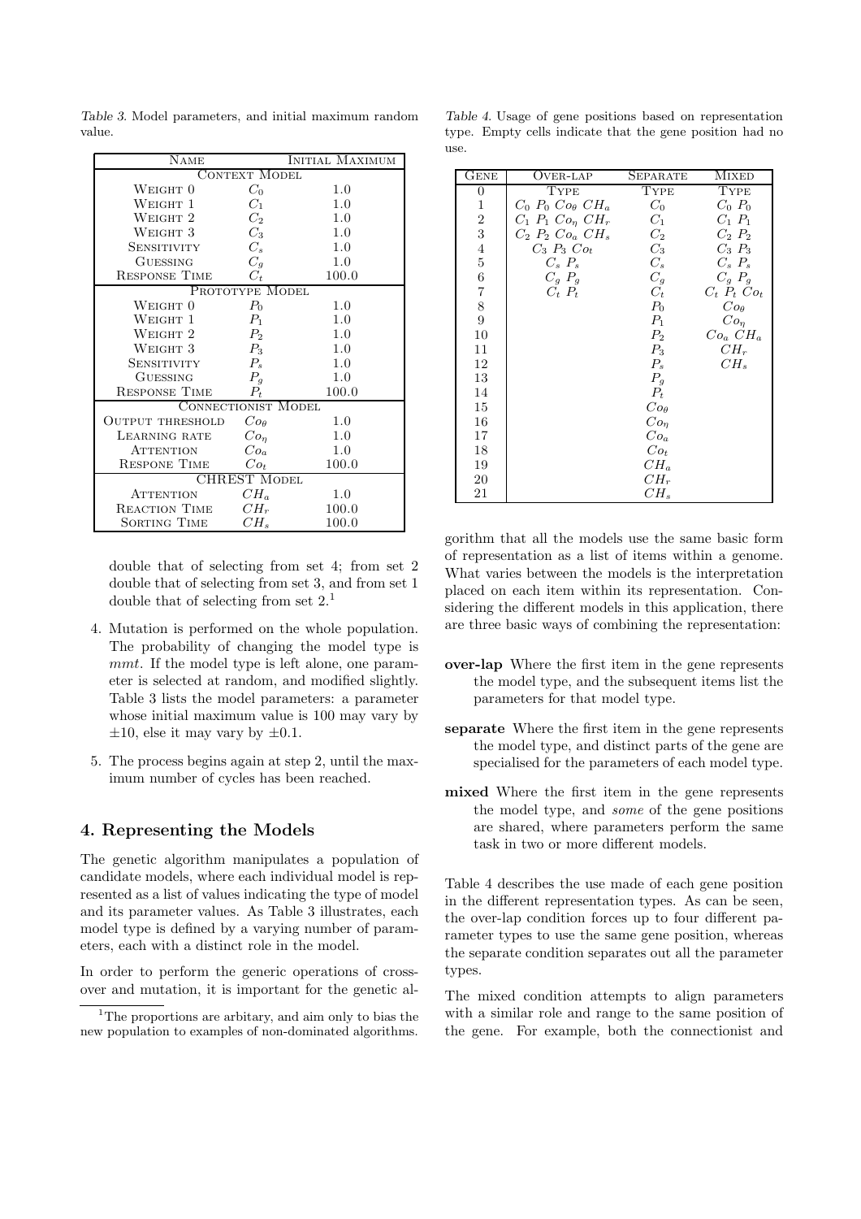Table 3. Model parameters, and initial maximum random value.

| Name | | Initial Maximum |
|---|---|---|
| Context Model | | |
| Weight 0 | $C_0$ | 1.0 |
| Weight 1 | $C_1$ | 1.0 |
| Weight 2 | $C_2$ | 1.0 |
| Weight 3 | $C_3$ | 1.0 |
| Sensitivity | $C_s$ | 1.0 |
| Guessing | $C_g$ | 1.0 |
| Response Time | $C_t$ | 100.0 |
| Prototype Model | | |
| Weight 0 | $P_0$ | 1.0 |
| Weight 1 | $P_1$ | 1.0 |
| Weight 2 | $P_2$ | 1.0 |
| Weight 3 | $P_3$ | 1.0 |
| Sensitivity | $P_s$ | 1.0 |
| Guessing | $P_g$ | 1.0 |
| Response Time | $P_t$ | 100.0 |
| Connectionist Model | | |
| Output threshold | $Co_\theta$ | 1.0 |
| Learning rate | $Co_\eta$ | 1.0 |
| Attention | $Co_a$ | 1.0 |
| Respone Time | $Co_t$ | 100.0 |
| CHREST Model | | |
| Attention | $CH_a$ | 1.0 |
| Reaction Time | $CH_r$ | 100.0 |
| Sorting Time | $CH_s$ | 100.0 |

double that of selecting from set 4; from set 2 double that of selecting from set 3, and from set 1 double that of selecting from set 2.[1]

4. Mutation is performed on the whole population. The probability of changing the model type is *mmt*. If the model type is left alone, one parameter is selected at random, and modified slightly. Table 3 lists the model parameters: a parameter whose initial maximum value is 100 may vary by $\pm 10$, else it may vary by $\pm 0.1$.

5. The process begins again at step 2, until the maximum number of cycles has been reached.

## 4. Representing the Models

The genetic algorithm manipulates a population of candidate models, where each individual model is represented as a list of values indicating the type of model and its parameter values. As Table 3 illustrates, each model type is defined by a varying number of parameters, each with a distinct role in the model.

In order to perform the generic operations of crossover and mutation, it is important for the genetic algorithm that all the models use the same basic form of representation as a list of items within a genome. What varies between the models is the interpretation placed on each item within its representation. Considering the different models in this application, there are three basic ways of combining the representation:

**over-lap** Where the first item in the gene represents the model type, and the subsequent items list the parameters for that model type.

**separate** Where the first item in the gene represents the model type, and distinct parts of the gene are specialised for the parameters of each model type.

**mixed** Where the first item in the gene represents the model type, and *some* of the gene positions are shared, where parameters perform the same task in two or more different models.

Table 4. Usage of gene positions based on representation type. Empty cells indicate that the gene position had no use.

| Gene | Over-lap | Separate | Mixed |
|---|---|---|---|
| 0 | Type | Type | Type |
| 1 | $C_0$ $P_0$ $Co_\theta$ $CH_a$ | $C_0$ | $C_0$ $P_0$ |
| 2 | $C_1$ $P_1$ $Co_\eta$ $CH_r$ | $C_1$ | $C_1$ $P_1$ |
| 3 | $C_2$ $P_2$ $Co_a$ $CH_s$ | $C_2$ | $C_2$ $P_2$ |
| 4 | $C_3$ $P_3$ $Co_t$ | $C_3$ | $C_3$ $P_3$ |
| 5 | $C_s$ $P_s$ | $C_s$ | $C_s$ $P_s$ |
| 6 | $C_g$ $P_g$ | $C_g$ | $C_g$ $P_g$ |
| 7 | $C_t$ $P_t$ | $C_t$ | $C_t$ $P_t$ $Co_t$ |
| 8 | | $P_0$ | $Co_\theta$ |
| 9 | | $P_1$ | $Co_\eta$ |
| 10 | | $P_2$ | $Co_a$ $CH_a$ |
| 11 | | $P_3$ | $CH_r$ |
| 12 | | $P_s$ | $CH_s$ |
| 13 | | $P_g$ | |
| 14 | | $P_t$ | |
| 15 | | $Co_\theta$ | |
| 16 | | $Co_\eta$ | |
| 17 | | $Co_a$ | |
| 18 | | $Co_t$ | |
| 19 | | $CH_a$ | |
| 20 | | $CH_r$ | |
| 21 | | $CH_s$ | |

Table 4 describes the use made of each gene position in the different representation types. As can be seen, the over-lap condition forces up to four different parameter types to use the same gene position, whereas the separate condition separates out all the parameter types.

The mixed condition attempts to align parameters with a similar role and range to the same position of the gene. For example, both the connectionist and

[1] The proportions are arbitary, and aim only to bias the new population to examples of non-dominated algorithms.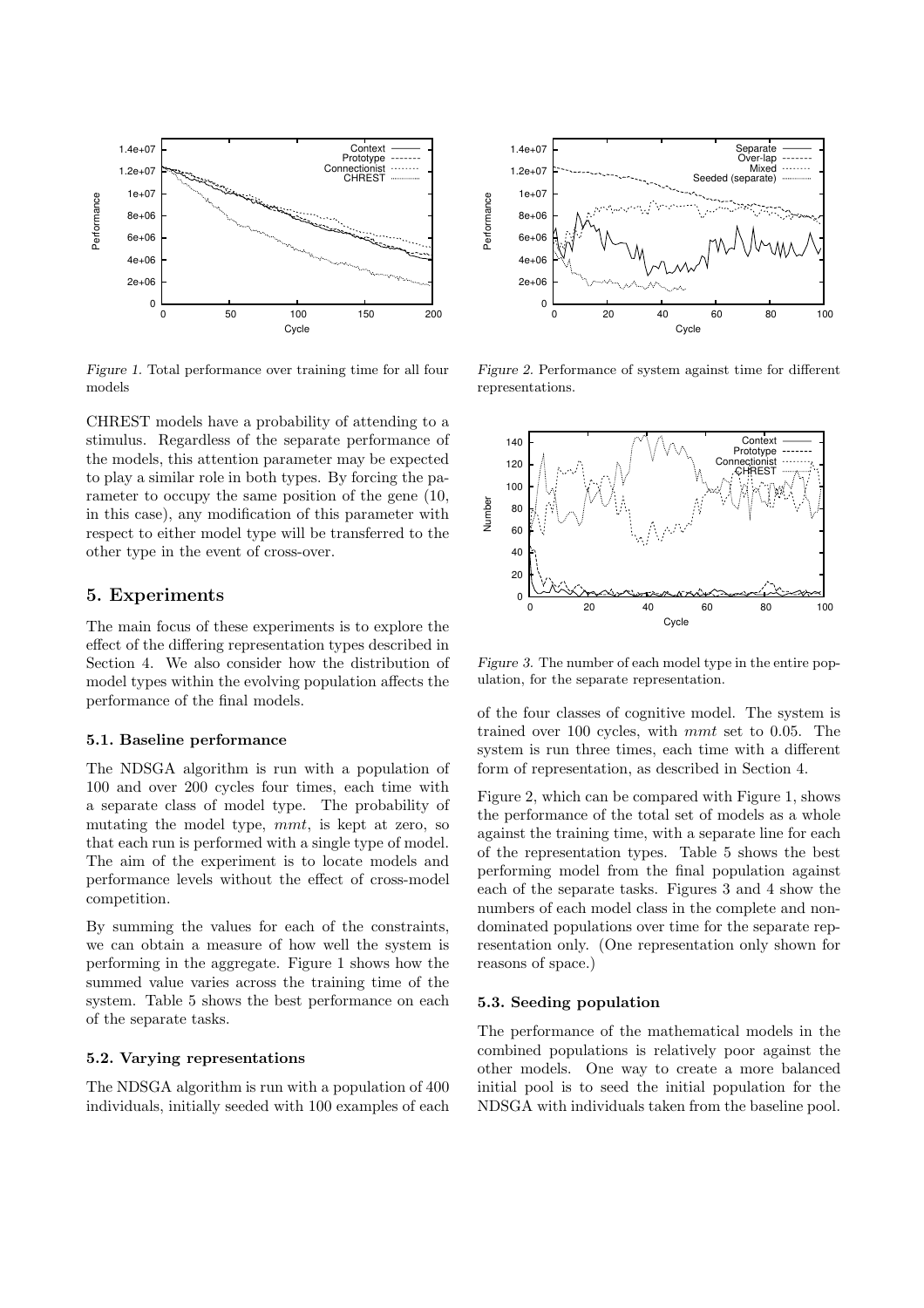Figure 1. Total performance over training time for all four models

CHREST models have a probability of attending to a stimulus. Regardless of the separate performance of the models, this attention parameter may be expected to play a similar role in both types. By forcing the parameter to occupy the same position of the gene (10, in this case), any modification of this parameter with respect to either model type will be transferred to the other type in the event of cross-over.

## 5. Experiments

The main focus of these experiments is to explore the effect of the differing representation types described in Section 4. We also consider how the distribution of model types within the evolving population affects the performance of the final models.

### 5.1. Baseline performance

The NDSGA algorithm is run with a population of 100 and over 200 cycles four times, each time with a separate class of model type. The probability of mutating the model type, *mmt*, is kept at zero, so that each run is performed with a single type of model. The aim of the experiment is to locate models and performance levels without the effect of cross-model competition.

By summing the values for each of the constraints, we can obtain a measure of how well the system is performing in the aggregate. Figure 1 shows how the summed value varies across the training time of the system. Table 5 shows the best performance on each of the separate tasks.

### 5.2. Varying representations

The NDSGA algorithm is run with a population of 400 individuals, initially seeded with 100 examples of each of the four classes of cognitive model. The system is trained over 100 cycles, with *mmt* set to 0.05. The system is run three times, each time with a different form of representation, as described in Section 4.

Figure 2. Performance of system against time for different representations.

Figure 3. The number of each model type in the entire population, for the separate representation.

Figure 2, which can be compared with Figure 1, shows the performance of the total set of models as a whole against the training time, with a separate line for each of the representation types. Table 5 shows the best performing model from the final population against each of the separate tasks. Figures 3 and 4 show the numbers of each model class in the complete and non-dominated populations over time for the separate representation only. (One representation only shown for reasons of space.)

### 5.3. Seeding population

The performance of the mathematical models in the combined populations is relatively poor against the other models. One way to create a more balanced initial pool is to seed the initial population for the NDSGA with individuals taken from the baseline pool.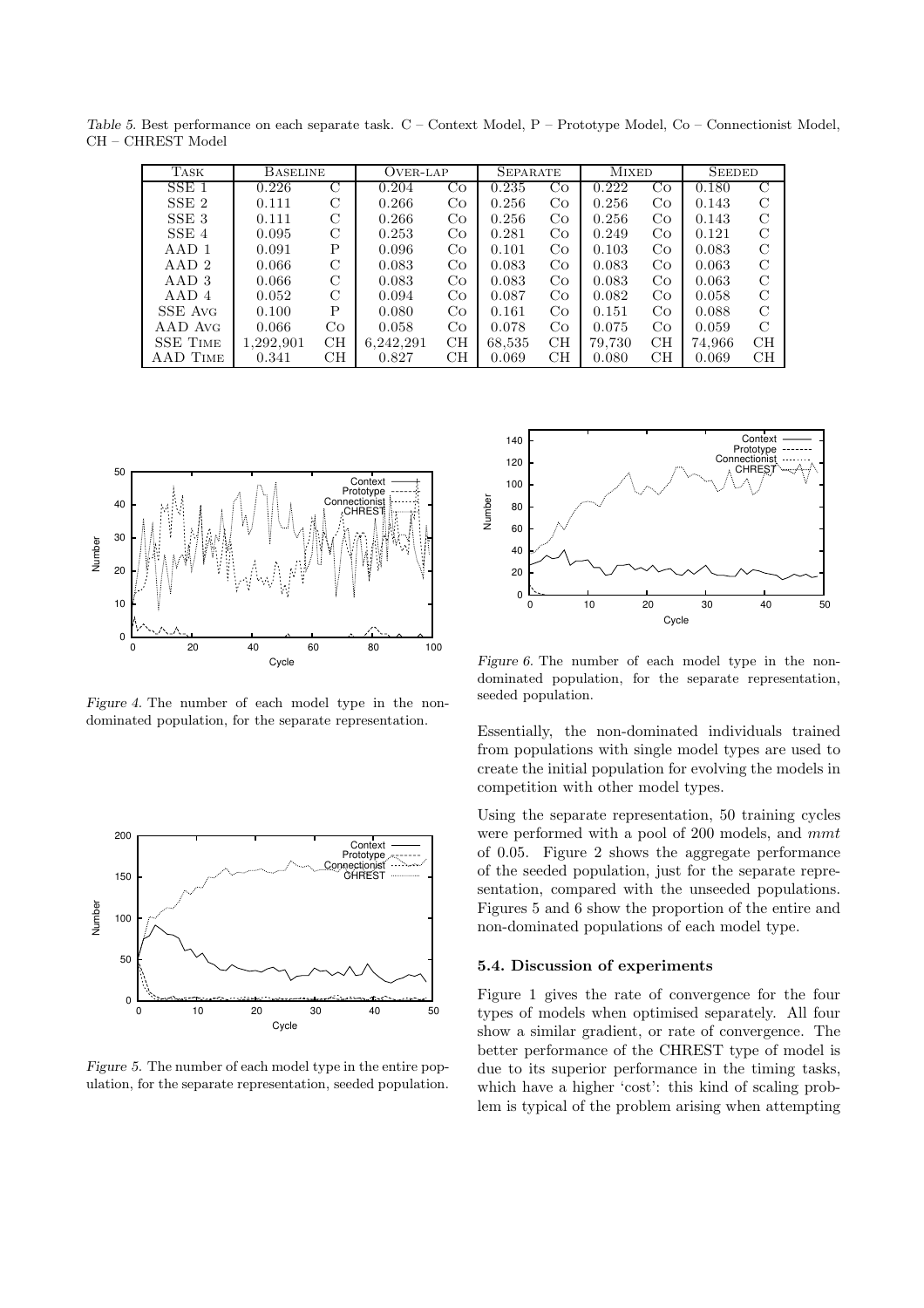*Table 5.* Best performance on each separate task. C – Context Model, P – Prototype Model, Co – Connectionist Model, CH – CHREST Model

| Task | Baseline | | Over-lap | | Separate | | Mixed | | Seeded | |
|---|---|---|---|---|---|---|---|---|---|---|
| SSE 1 | 0.226 | C | 0.204 | Co | 0.235 | Co | 0.222 | Co | 0.180 | C |
| SSE 2 | 0.111 | C | 0.266 | Co | 0.256 | Co | 0.256 | Co | 0.143 | C |
| SSE 3 | 0.111 | C | 0.266 | Co | 0.256 | Co | 0.256 | Co | 0.143 | C |
| SSE 4 | 0.095 | C | 0.253 | Co | 0.281 | Co | 0.249 | Co | 0.121 | C |
| AAD 1 | 0.091 | P | 0.096 | Co | 0.101 | Co | 0.103 | Co | 0.083 | C |
| AAD 2 | 0.066 | C | 0.083 | Co | 0.083 | Co | 0.083 | Co | 0.063 | C |
| AAD 3 | 0.066 | C | 0.083 | Co | 0.083 | Co | 0.083 | Co | 0.063 | C |
| AAD 4 | 0.052 | C | 0.094 | Co | 0.087 | Co | 0.082 | Co | 0.058 | C |
| SSE Avg | 0.100 | P | 0.080 | Co | 0.161 | Co | 0.151 | Co | 0.088 | C |
| AAD Avg | 0.066 | Co | 0.058 | Co | 0.078 | Co | 0.075 | Co | 0.059 | C |
| SSE Time | 1,292,901 | CH | 6,242,291 | CH | 68,535 | CH | 79,730 | CH | 74,966 | CH |
| AAD Time | 0.341 | CH | 0.827 | CH | 0.069 | CH | 0.080 | CH | 0.069 | CH |

*Figure 4.* The number of each model type in the non-dominated population, for the separate representation.

*Figure 5.* The number of each model type in the entire population, for the separate representation, seeded population.

*Figure 6.* The number of each model type in the non-dominated population, for the separate representation, seeded population.

Essentially, the non-dominated individuals trained from populations with single model types are used to create the initial population for evolving the models in competition with other model types.

Using the separate representation, 50 training cycles were performed with a pool of 200 models, and *mmt* of 0.05. Figure 2 shows the aggregate performance of the seeded population, just for the separate representation, compared with the unseeded populations. Figures 5 and 6 show the proportion of the entire and non-dominated populations of each model type.

### 5.4. Discussion of experiments

Figure 1 gives the rate of convergence for the four types of models when optimised separately. All four show a similar gradient, or rate of convergence. The better performance of the CHREST type of model is due to its superior performance in the timing tasks, which have a higher 'cost': this kind of scaling problem is typical of the problem arising when attempting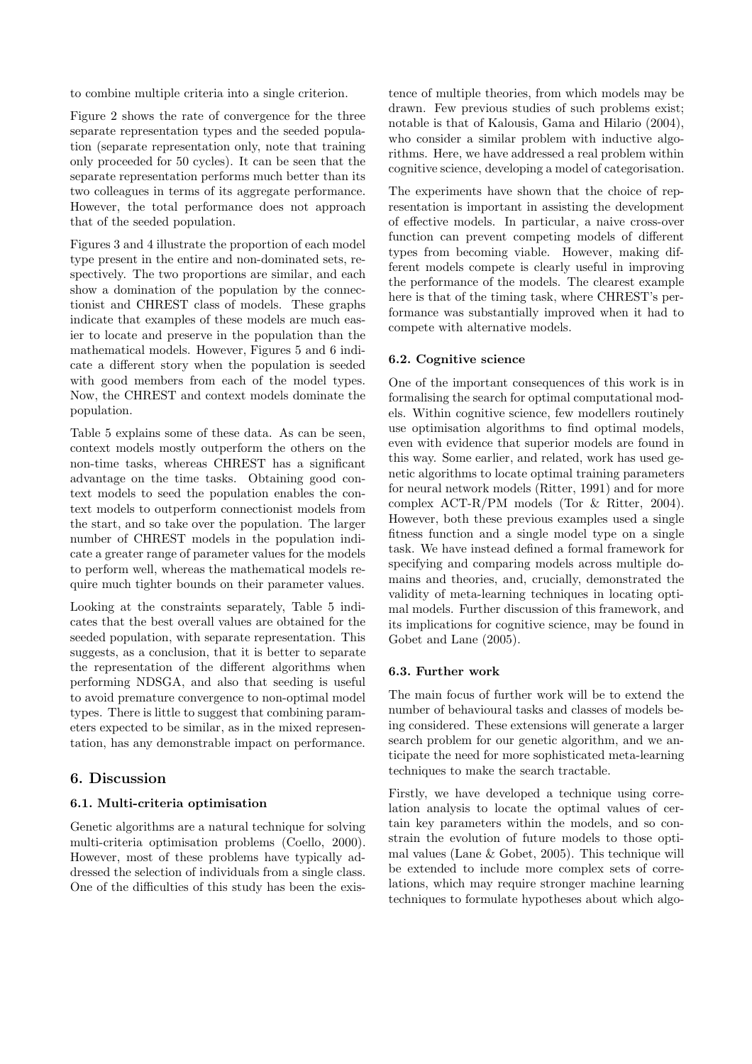to combine multiple criteria into a single criterion.

Figure 2 shows the rate of convergence for the three separate representation types and the seeded population (separate representation only, note that training only proceeded for 50 cycles). It can be seen that the separate representation performs much better than its two colleagues in terms of its aggregate performance. However, the total performance does not approach that of the seeded population.

Figures 3 and 4 illustrate the proportion of each model type present in the entire and non-dominated sets, respectively. The two proportions are similar, and each show a domination of the population by the connectionist and CHREST class of models. These graphs indicate that examples of these models are much easier to locate and preserve in the population than the mathematical models. However, Figures 5 and 6 indicate a different story when the population is seeded with good members from each of the model types. Now, the CHREST and context models dominate the population.

Table 5 explains some of these data. As can be seen, context models mostly outperform the others on the non-time tasks, whereas CHREST has a significant advantage on the time tasks. Obtaining good context models to seed the population enables the context models to outperform connectionist models from the start, and so take over the population. The larger number of CHREST models in the population indicate a greater range of parameter values for the models to perform well, whereas the mathematical models require much tighter bounds on their parameter values.

Looking at the constraints separately, Table 5 indicates that the best overall values are obtained for the seeded population, with separate representation. This suggests, as a conclusion, that it is better to separate the representation of the different algorithms when performing NDSGA, and also that seeding is useful to avoid premature convergence to non-optimal model types. There is little to suggest that combining parameters expected to be similar, as in the mixed representation, has any demonstrable impact on performance.

## 6. Discussion

### 6.1. Multi-criteria optimisation

Genetic algorithms are a natural technique for solving multi-criteria optimisation problems (Coello, 2000). However, most of these problems have typically addressed the selection of individuals from a single class. One of the difficulties of this study has been the existence of multiple theories, from which models may be drawn. Few previous studies of such problems exist; notable is that of Kalousis, Gama and Hilario (2004), who consider a similar problem with inductive algorithms. Here, we have addressed a real problem within cognitive science, developing a model of categorisation.

The experiments have shown that the choice of representation is important in assisting the development of effective models. In particular, a naive cross-over function can prevent competing models of different types from becoming viable. However, making different models compete is clearly useful in improving the performance of the models. The clearest example here is that of the timing task, where CHREST's performance was substantially improved when it had to compete with alternative models.

### 6.2. Cognitive science

One of the important consequences of this work is in formalising the search for optimal computational models. Within cognitive science, few modellers routinely use optimisation algorithms to find optimal models, even with evidence that superior models are found in this way. Some earlier, and related, work has used genetic algorithms to locate optimal training parameters for neural network models (Ritter, 1991) and for more complex ACT-R/PM models (Tor & Ritter, 2004). However, both these previous examples used a single fitness function and a single model type on a single task. We have instead defined a formal framework for specifying and comparing models across multiple domains and theories, and, crucially, demonstrated the validity of meta-learning techniques in locating optimal models. Further discussion of this framework, and its implications for cognitive science, may be found in Gobet and Lane (2005).

### 6.3. Further work

The main focus of further work will be to extend the number of behavioural tasks and classes of models being considered. These extensions will generate a larger search problem for our genetic algorithm, and we anticipate the need for more sophisticated meta-learning techniques to make the search tractable.

Firstly, we have developed a technique using correlation analysis to locate the optimal values of certain key parameters within the models, and so constrain the evolution of future models to those optimal values (Lane & Gobet, 2005). This technique will be extended to include more complex sets of correlations, which may require stronger machine learning techniques to formulate hypotheses about which algo-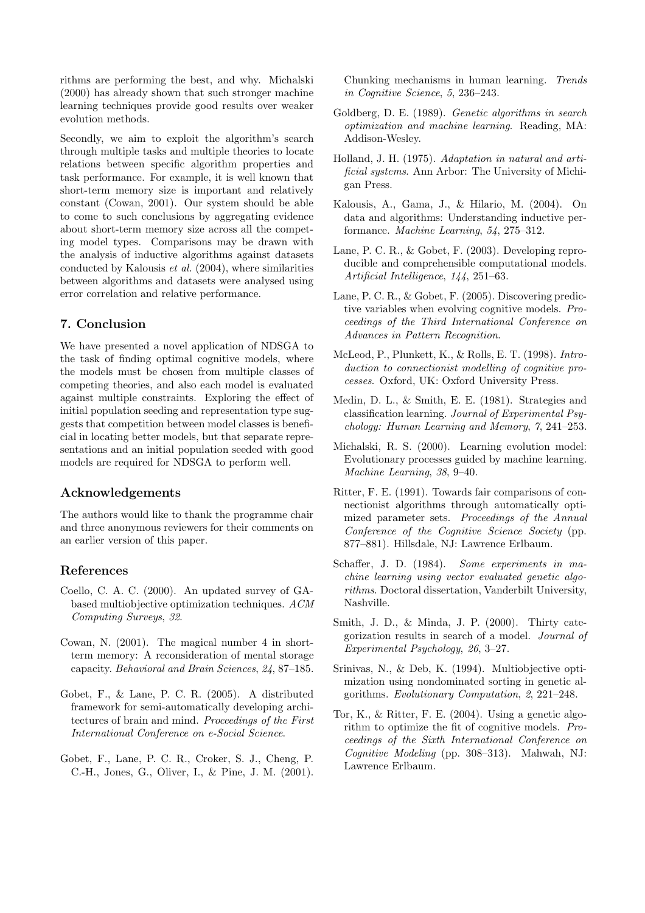rithms are performing the best, and why. Michalski (2000) has already shown that such stronger machine learning techniques provide good results over weaker evolution methods.

Secondly, we aim to exploit the algorithm's search through multiple tasks and multiple theories to locate relations between specific algorithm properties and task performance. For example, it is well known that short-term memory size is important and relatively constant (Cowan, 2001). Our system should be able to come to such conclusions by aggregating evidence about short-term memory size across all the competing model types. Comparisons may be drawn with the analysis of inductive algorithms against datasets conducted by Kalousis *et al.* (2004), where similarities between algorithms and datasets were analysed using error correlation and relative performance.

## 7. Conclusion

We have presented a novel application of NDSGA to the task of finding optimal cognitive models, where the models must be chosen from multiple classes of competing theories, and also each model is evaluated against multiple constraints. Exploring the effect of initial population seeding and representation type suggests that competition between model classes is beneficial in locating better models, but that separate representations and an initial population seeded with good models are required for NDSGA to perform well.

## Acknowledgements

The authors would like to thank the programme chair and three anonymous reviewers for their comments on an earlier version of this paper.

## References

Coello, C. A. C. (2000). An updated survey of GA-based multiobjective optimization techniques. *ACM Computing Surveys*, *32*.

Cowan, N. (2001). The magical number 4 in short-term memory: A reconsideration of mental storage capacity. *Behavioral and Brain Sciences*, *24*, 87–185.

Gobet, F., & Lane, P. C. R. (2005). A distributed framework for semi-automatically developing architectures of brain and mind. *Proceedings of the First International Conference on e-Social Science*.

Gobet, F., Lane, P. C. R., Croker, S. J., Cheng, P. C.-H., Jones, G., Oliver, I., & Pine, J. M. (2001). Chunking mechanisms in human learning. *Trends in Cognitive Science*, *5*, 236–243.

Goldberg, D. E. (1989). *Genetic algorithms in search optimization and machine learning*. Reading, MA: Addison-Wesley.

Holland, J. H. (1975). *Adaptation in natural and artificial systems*. Ann Arbor: The University of Michigan Press.

Kalousis, A., Gama, J., & Hilario, M. (2004). On data and algorithms: Understanding inductive performance. *Machine Learning*, *54*, 275–312.

Lane, P. C. R., & Gobet, F. (2003). Developing reproducible and comprehensible computational models. *Artificial Intelligence*, *144*, 251–63.

Lane, P. C. R., & Gobet, F. (2005). Discovering predictive variables when evolving cognitive models. *Proceedings of the Third International Conference on Advances in Pattern Recognition*.

McLeod, P., Plunkett, K., & Rolls, E. T. (1998). *Introduction to connectionist modelling of cognitive processes*. Oxford, UK: Oxford University Press.

Medin, D. L., & Smith, E. E. (1981). Strategies and classification learning. *Journal of Experimental Psychology: Human Learning and Memory*, *7*, 241–253.

Michalski, R. S. (2000). Learning evolution model: Evolutionary processes guided by machine learning. *Machine Learning*, *38*, 9–40.

Ritter, F. E. (1991). Towards fair comparisons of connectionist algorithms through automatically optimized parameter sets. *Proceedings of the Annual Conference of the Cognitive Science Society* (pp. 877–881). Hillsdale, NJ: Lawrence Erlbaum.

Schaffer, J. D. (1984). *Some experiments in machine learning using vector evaluated genetic algorithms*. Doctoral dissertation, Vanderbilt University, Nashville.

Smith, J. D., & Minda, J. P. (2000). Thirty categorization results in search of a model. *Journal of Experimental Psychology*, *26*, 3–27.

Srinivas, N., & Deb, K. (1994). Multiobjective optimization using nondominated sorting in genetic algorithms. *Evolutionary Computation*, *2*, 221–248.

Tor, K., & Ritter, F. E. (2004). Using a genetic algorithm to optimize the fit of cognitive models. *Proceedings of the Sixth International Conference on Cognitive Modeling* (pp. 308–313). Mahwah, NJ: Lawrence Erlbaum.